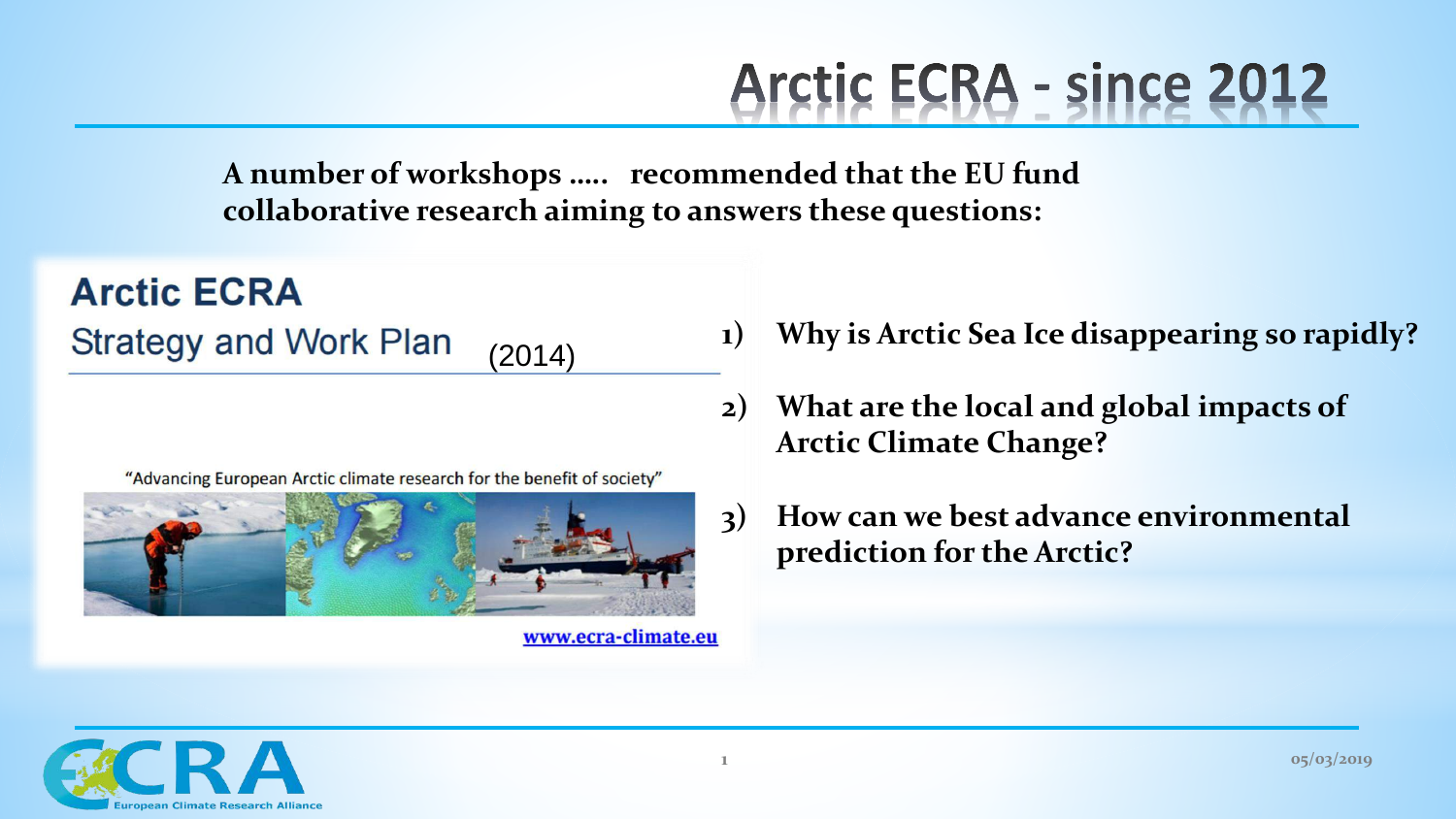# Arctic ECRA - since 2012

**A number of workshops ….. recommended that the EU fund collaborative research aiming to answers these questions:**

## Arctic ECRA

Strategy and Work Plan (2014)

"Advancing European Arctic climate research for the benefit of society"

www.ecra-climate.eu

1) **Why is Arctic Sea Ice disappearing so rapidly?**
2) **What are the local and global impacts of Arctic Climate Change?**
3) **How can we best advance environmental prediction for the Arctic?**

ECRA European Climate Research Alliance

05/03/2019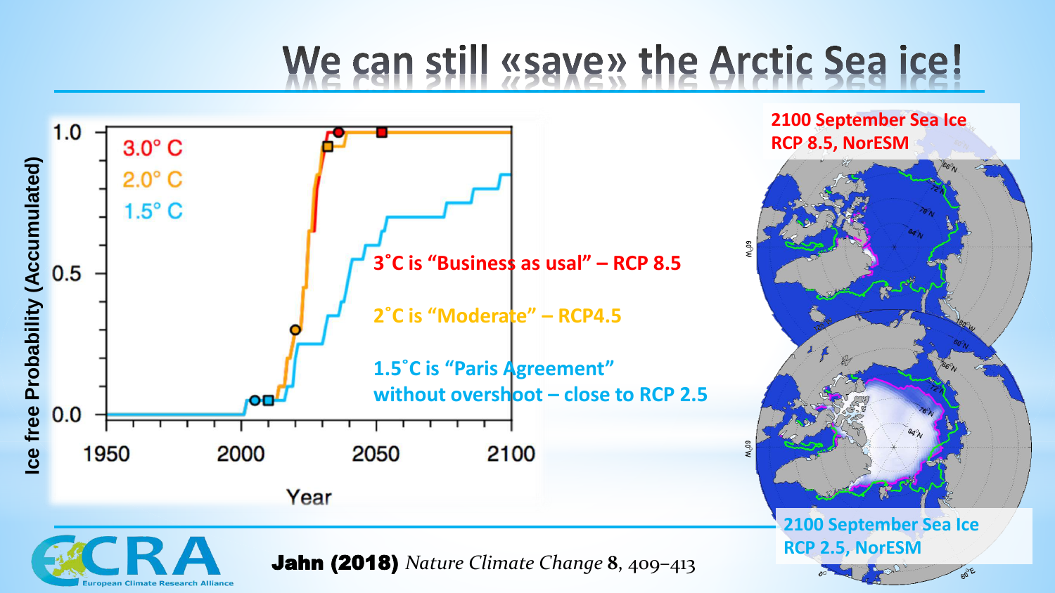# We can still «save» the Arctic Sea ice!

3˚C is "Business as usal" – RCP 8.5

2˚C is "Moderate" – RCP4.5

1.5˚C is "Paris Agreement" without overshoot – close to RCP 2.5

2100 September Sea Ice RCP 8.5, NorESM

2100 September Sea Ice RCP 2.5, NorESM

**Jahn (2018)** *Nature Climate Change* **8**, 409–413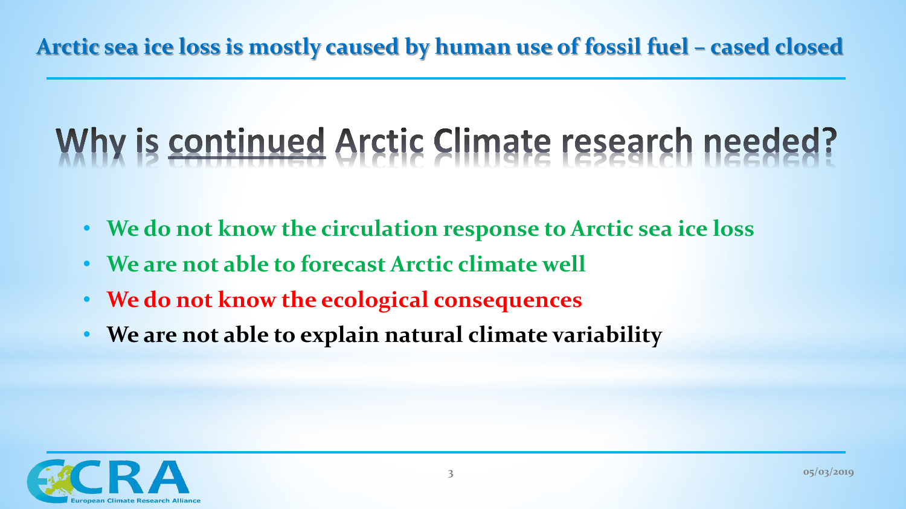## Arctic sea ice loss is mostly caused by human use of fossil fuel – cased closed

# Why is continued Arctic Climate research needed?

- **We do not know the circulation response to Arctic sea ice loss**
- **We are not able to forecast Arctic climate well**
- **We do not know the ecological consequences**
- **We are not able to explain natural climate variability**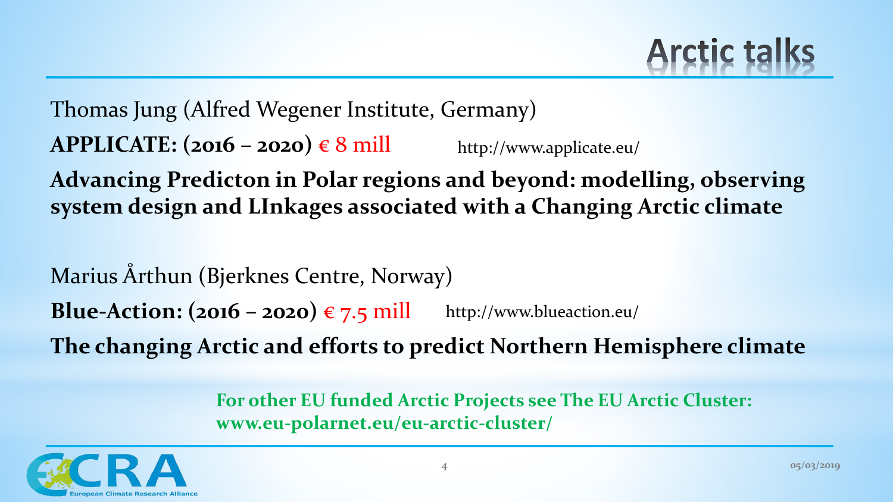# Arctic talks

Thomas Jung (Alfred Wegener Institute, Germany)

**APPLICATE: (2016 – 2020)** € 8 mill http://www.applicate.eu/

**Advancing Predicton in Polar regions and beyond: modelling, observing system design and LInkages associated with a Changing Arctic climate**

Marius Årthun (Bjerknes Centre, Norway)

**Blue-Action: (2016 – 2020)** € 7.5 mill http://www.blueaction.eu/

**The changing Arctic and efforts to predict Northern Hemisphere climate**

**For other EU funded Arctic Projects see The EU Arctic Cluster: www.eu-polarnet.eu/eu-arctic-cluster/**